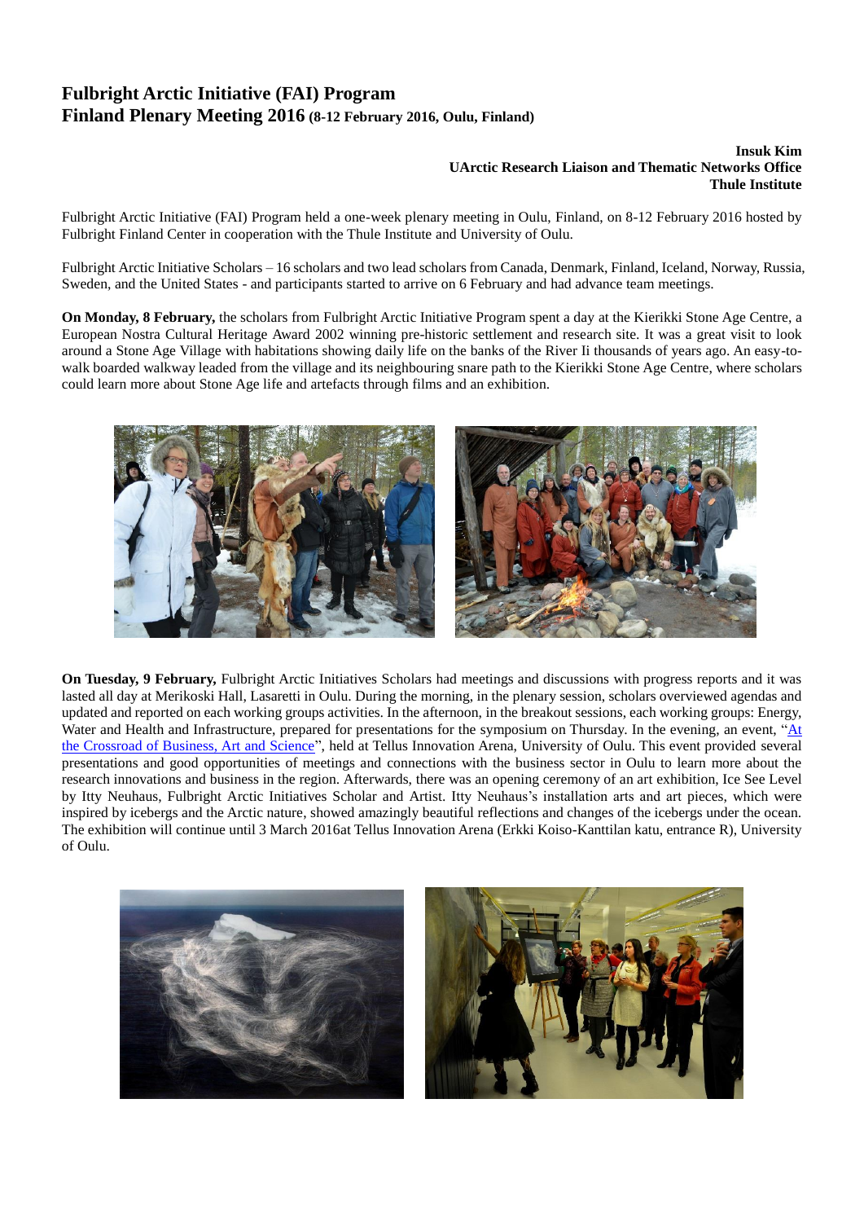# Fulbright Arctic Initiative (FAI) Program
# Finland Plenary Meeting 2016 (8-12 February 2016, Oulu, Finland)

**Insuk Kim**
**UArctic Research Liaison and Thematic Networks Office**
**Thule Institute**

Fulbright Arctic Initiative (FAI) Program held a one-week plenary meeting in Oulu, Finland, on 8-12 February 2016 hosted by Fulbright Finland Center in cooperation with the Thule Institute and University of Oulu.

Fulbright Arctic Initiative Scholars – 16 scholars and two lead scholars from Canada, Denmark, Finland, Iceland, Norway, Russia, Sweden, and the United States - and participants started to arrive on 6 February and had advance team meetings.

**On Monday, 8 February,** the scholars from Fulbright Arctic Initiative Program spent a day at the Kierikki Stone Age Centre, a European Nostra Cultural Heritage Award 2002 winning pre-historic settlement and research site. It was a great visit to look around a Stone Age Village with habitations showing daily life on the banks of the River Ii thousands of years ago. An easy-to-walk boarded walkway leaded from the village and its neighbouring snare path to the Kierikki Stone Age Centre, where scholars could learn more about Stone Age life and artefacts through films and an exhibition.

**On Tuesday, 9 February,** Fulbright Arctic Initiatives Scholars had meetings and discussions with progress reports and it was lasted all day at Merikoski Hall, Lasaretti in Oulu. During the morning, in the plenary session, scholars overviewed agendas and updated and reported on each working groups activities. In the afternoon, in the breakout sessions, each working groups: Energy, Water and Health and Infrastructure, prepared for presentations for the symposium on Thursday. In the evening, an event, "At the Crossroad of Business, Art and Science", held at Tellus Innovation Arena, University of Oulu. This event provided several presentations and good opportunities of meetings and connections with the business sector in Oulu to learn more about the research innovations and business in the region. Afterwards, there was an opening ceremony of an art exhibition, Ice See Level by Itty Neuhaus, Fulbright Arctic Initiatives Scholar and Artist. Itty Neuhaus's installation arts and art pieces, which were inspired by icebergs and the Arctic nature, showed amazingly beautiful reflections and changes of the icebergs under the ocean. The exhibition will continue until 3 March 2016at Tellus Innovation Arena (Erkki Koiso-Kanttilan katu, entrance R), University of Oulu.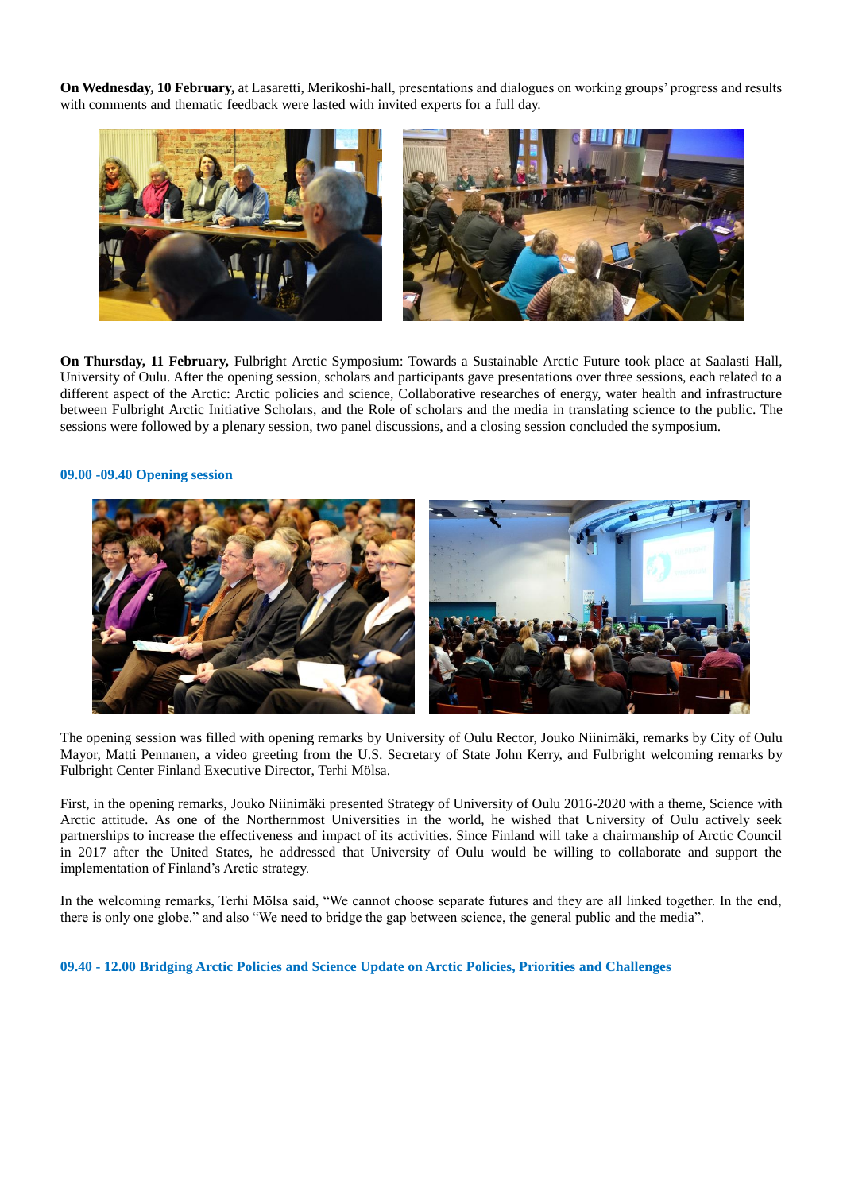**On Wednesday, 10 February,** at Lasaretti, Merikoshi-hall, presentations and dialogues on working groups' progress and results with comments and thematic feedback were lasted with invited experts for a full day.

**On Thursday, 11 February,** Fulbright Arctic Symposium: Towards a Sustainable Arctic Future took place at Saalasti Hall, University of Oulu. After the opening session, scholars and participants gave presentations over three sessions, each related to a different aspect of the Arctic: Arctic policies and science, Collaborative researches of energy, water health and infrastructure between Fulbright Arctic Initiative Scholars, and the Role of scholars and the media in translating science to the public. The sessions were followed by a plenary session, two panel discussions, and a closing session concluded the symposium.

### 09.00 -09.40 Opening session

The opening session was filled with opening remarks by University of Oulu Rector, Jouko Niinimäki, remarks by City of Oulu Mayor, Matti Pennanen, a video greeting from the U.S. Secretary of State John Kerry, and Fulbright welcoming remarks by Fulbright Center Finland Executive Director, Terhi Mölsa.

First, in the opening remarks, Jouko Niinimäki presented Strategy of University of Oulu 2016-2020 with a theme, Science with Arctic attitude. As one of the Northernmost Universities in the world, he wished that University of Oulu actively seek partnerships to increase the effectiveness and impact of its activities. Since Finland will take a chairmanship of Arctic Council in 2017 after the United States, he addressed that University of Oulu would be willing to collaborate and support the implementation of Finland's Arctic strategy.

In the welcoming remarks, Terhi Mölsa said, "We cannot choose separate futures and they are all linked together. In the end, there is only one globe." and also "We need to bridge the gap between science, the general public and the media".

### 09.40 - 12.00 Bridging Arctic Policies and Science Update on Arctic Policies, Priorities and Challenges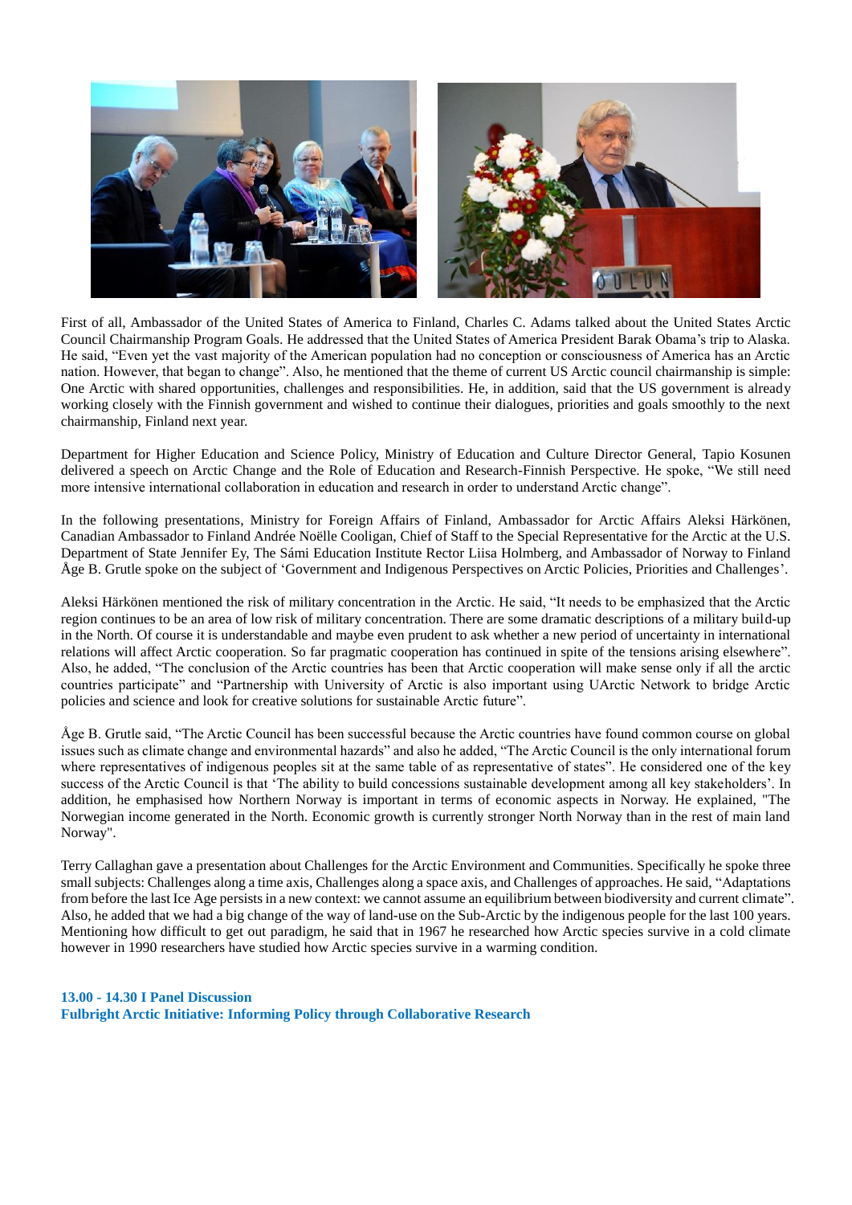First of all, Ambassador of the United States of America to Finland, Charles C. Adams talked about the United States Arctic Council Chairmanship Program Goals. He addressed that the United States of America President Barak Obama's trip to Alaska. He said, "Even yet the vast majority of the American population had no conception or consciousness of America has an Arctic nation. However, that began to change". Also, he mentioned that the theme of current US Arctic council chairmanship is simple: One Arctic with shared opportunities, challenges and responsibilities. He, in addition, said that the US government is already working closely with the Finnish government and wished to continue their dialogues, priorities and goals smoothly to the next chairmanship, Finland next year.

Department for Higher Education and Science Policy, Ministry of Education and Culture Director General, Tapio Kosunen delivered a speech on Arctic Change and the Role of Education and Research-Finnish Perspective. He spoke, "We still need more intensive international collaboration in education and research in order to understand Arctic change".

In the following presentations, Ministry for Foreign Affairs of Finland, Ambassador for Arctic Affairs Aleksi Härkönen, Canadian Ambassador to Finland Andrée Noëlle Cooligan, Chief of Staff to the Special Representative for the Arctic at the U.S. Department of State Jennifer Ey, The Sámi Education Institute Rector Liisa Holmberg, and Ambassador of Norway to Finland Åge B. Grutle spoke on the subject of 'Government and Indigenous Perspectives on Arctic Policies, Priorities and Challenges'.

Aleksi Härkönen mentioned the risk of military concentration in the Arctic. He said, "It needs to be emphasized that the Arctic region continues to be an area of low risk of military concentration. There are some dramatic descriptions of a military build-up in the North. Of course it is understandable and maybe even prudent to ask whether a new period of uncertainty in international relations will affect Arctic cooperation. So far pragmatic cooperation has continued in spite of the tensions arising elsewhere". Also, he added, "The conclusion of the Arctic countries has been that Arctic cooperation will make sense only if all the arctic countries participate" and "Partnership with University of Arctic is also important using UArctic Network to bridge Arctic policies and science and look for creative solutions for sustainable Arctic future".

Åge B. Grutle said, "The Arctic Council has been successful because the Arctic countries have found common course on global issues such as climate change and environmental hazards" and also he added, "The Arctic Council is the only international forum where representatives of indigenous peoples sit at the same table of as representative of states". He considered one of the key success of the Arctic Council is that 'The ability to build concessions sustainable development among all key stakeholders'. In addition, he emphasised how Northern Norway is important in terms of economic aspects in Norway. He explained, "The Norwegian income generated in the North. Economic growth is currently stronger North Norway than in the rest of main land Norway".

Terry Callaghan gave a presentation about Challenges for the Arctic Environment and Communities. Specifically he spoke three small subjects: Challenges along a time axis, Challenges along a space axis, and Challenges of approaches. He said, "Adaptations from before the last Ice Age persists in a new context: we cannot assume an equilibrium between biodiversity and current climate". Also, he added that we had a big change of the way of land-use on the Sub-Arctic by the indigenous people for the last 100 years. Mentioning how difficult to get out paradigm, he said that in 1967 he researched how Arctic species survive in a cold climate however in 1990 researchers have studied how Arctic species survive in a warming condition.

**13.00 - 14.30 I Panel Discussion**
**Fulbright Arctic Initiative: Informing Policy through Collaborative Research**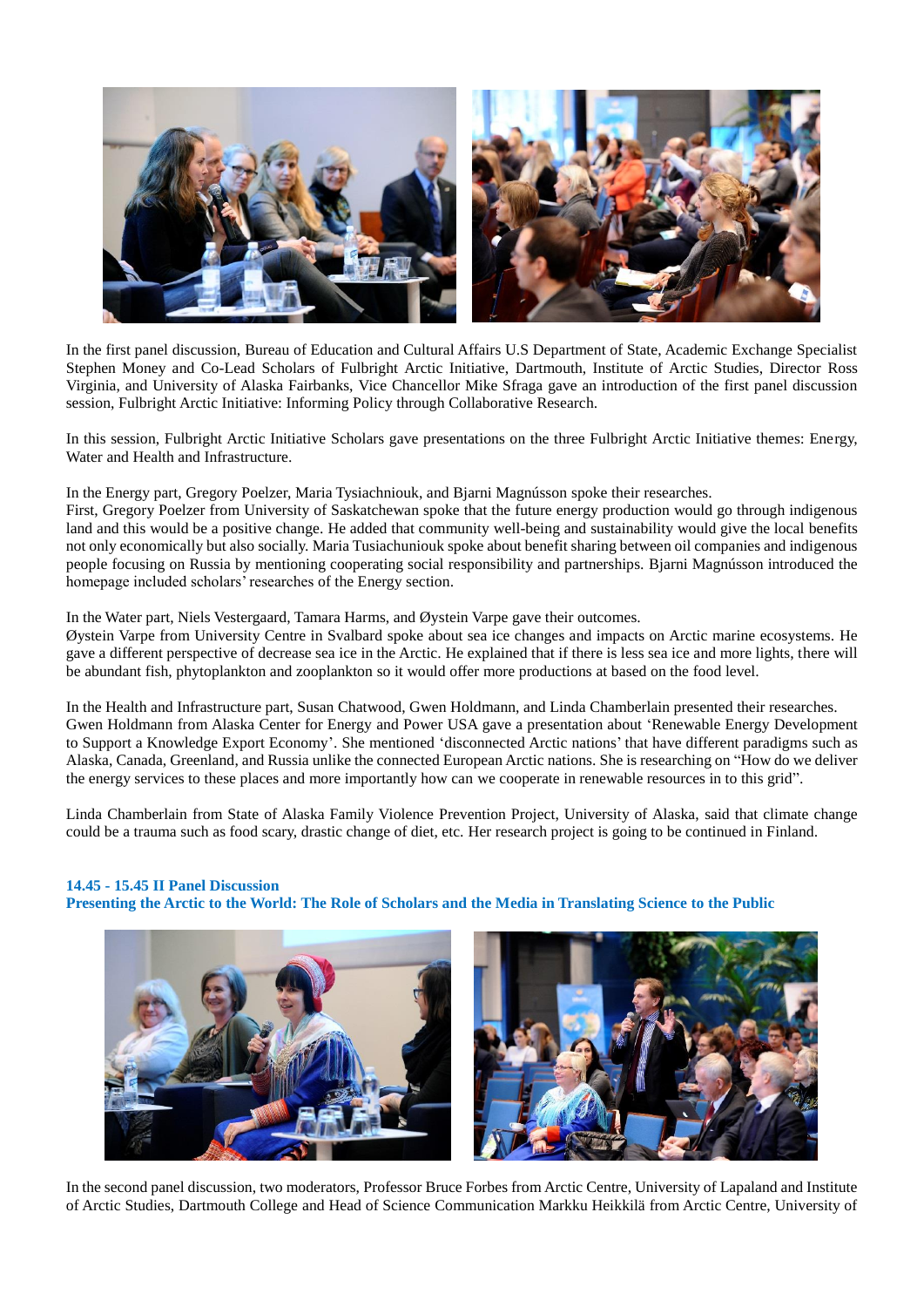In the first panel discussion, Bureau of Education and Cultural Affairs U.S Department of State, Academic Exchange Specialist Stephen Money and Co-Lead Scholars of Fulbright Arctic Initiative, Dartmouth, Institute of Arctic Studies, Director Ross Virginia, and University of Alaska Fairbanks, Vice Chancellor Mike Sfraga gave an introduction of the first panel discussion session, Fulbright Arctic Initiative: Informing Policy through Collaborative Research.

In this session, Fulbright Arctic Initiative Scholars gave presentations on the three Fulbright Arctic Initiative themes: Energy, Water and Health and Infrastructure.

In the Energy part, Gregory Poelzer, Maria Tysiachniouk, and Bjarni Magnússon spoke their researches.
First, Gregory Poelzer from University of Saskatchewan spoke that the future energy production would go through indigenous land and this would be a positive change. He added that community well-being and sustainability would give the local benefits not only economically but also socially. Maria Tusiachuniouk spoke about benefit sharing between oil companies and indigenous people focusing on Russia by mentioning cooperating social responsibility and partnerships. Bjarni Magnússon introduced the homepage included scholars' researches of the Energy section.

In the Water part, Niels Vestergaard, Tamara Harms, and Øystein Varpe gave their outcomes.
Øystein Varpe from University Centre in Svalbard spoke about sea ice changes and impacts on Arctic marine ecosystems. He gave a different perspective of decrease sea ice in the Arctic. He explained that if there is less sea ice and more lights, there will be abundant fish, phytoplankton and zooplankton so it would offer more productions at based on the food level.

In the Health and Infrastructure part, Susan Chatwood, Gwen Holdmann, and Linda Chamberlain presented their researches.
Gwen Holdmann from Alaska Center for Energy and Power USA gave a presentation about 'Renewable Energy Development to Support a Knowledge Export Economy'. She mentioned 'disconnected Arctic nations' that have different paradigms such as Alaska, Canada, Greenland, and Russia unlike the connected European Arctic nations. She is researching on "How do we deliver the energy services to these places and more importantly how can we cooperate in renewable resources in to this grid".

Linda Chamberlain from State of Alaska Family Violence Prevention Project, University of Alaska, said that climate change could be a trauma such as food scary, drastic change of diet, etc. Her research project is going to be continued in Finland.

### 14.45 - 15.45 II Panel Discussion
### Presenting the Arctic to the World: The Role of Scholars and the Media in Translating Science to the Public

In the second panel discussion, two moderators, Professor Bruce Forbes from Arctic Centre, University of Lapaland and Institute of Arctic Studies, Dartmouth College and Head of Science Communication Markku Heikkilä from Arctic Centre, University of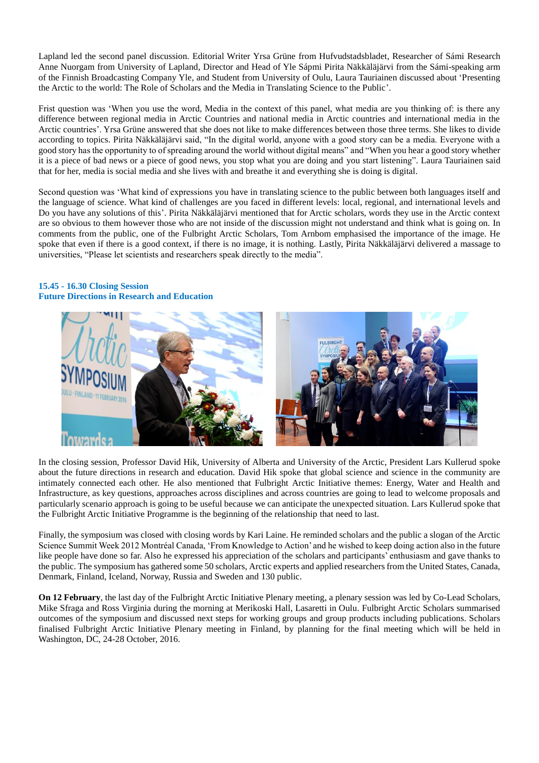Lapland led the second panel discussion. Editorial Writer Yrsa Grüne from Hufvudstadsbladet, Researcher of Sámi Research Anne Nuorgam from University of Lapland, Director and Head of Yle Sápmi Pirita Näkkäläjärvi from the Sámi-speaking arm of the Finnish Broadcasting Company Yle, and Student from University of Oulu, Laura Tauriainen discussed about 'Presenting the Arctic to the world: The Role of Scholars and the Media in Translating Science to the Public'.

Frist question was 'When you use the word, Media in the context of this panel, what media are you thinking of: is there any difference between regional media in Arctic Countries and national media in Arctic countries and international media in the Arctic countries'. Yrsa Grüne answered that she does not like to make differences between those three terms. She likes to divide according to topics. Pirita Näkkäläjärvi said, "In the digital world, anyone with a good story can be a media. Everyone with a good story has the opportunity to of spreading around the world without digital means" and "When you hear a good story whether it is a piece of bad news or a piece of good news, you stop what you are doing and you start listening". Laura Tauriainen said that for her, media is social media and she lives with and breathe it and everything she is doing is digital.

Second question was 'What kind of expressions you have in translating science to the public between both languages itself and the language of science. What kind of challenges are you faced in different levels: local, regional, and international levels and Do you have any solutions of this'. Pirita Näkkäläjärvi mentioned that for Arctic scholars, words they use in the Arctic context are so obvious to them however those who are not inside of the discussion might not understand and think what is going on. In comments from the public, one of the Fulbright Arctic Scholars, Tom Arnbom emphasised the importance of the image. He spoke that even if there is a good context, if there is no image, it is nothing. Lastly, Pirita Näkkäläjärvi delivered a massage to universities, "Please let scientists and researchers speak directly to the media".

### 15.45 - 16.30 Closing Session
### Future Directions in Research and Education

In the closing session, Professor David Hik, University of Alberta and University of the Arctic, President Lars Kullerud spoke about the future directions in research and education. David Hik spoke that global science and science in the community are intimately connected each other. He also mentioned that Fulbright Arctic Initiative themes: Energy, Water and Health and Infrastructure, as key questions, approaches across disciplines and across countries are going to lead to welcome proposals and particularly scenario approach is going to be useful because we can anticipate the unexpected situation. Lars Kullerud spoke that the Fulbright Arctic Initiative Programme is the beginning of the relationship that need to last.

Finally, the symposium was closed with closing words by Kari Laine. He reminded scholars and the public a slogan of the Arctic Science Summit Week 2012 Montréal Canada, 'From Knowledge to Action' and he wished to keep doing action also in the future like people have done so far. Also he expressed his appreciation of the scholars and participants' enthusiasm and gave thanks to the public. The symposium has gathered some 50 scholars, Arctic experts and applied researchers from the United States, Canada, Denmark, Finland, Iceland, Norway, Russia and Sweden and 130 public.

**On 12 February**, the last day of the Fulbright Arctic Initiative Plenary meeting, a plenary session was led by Co-Lead Scholars, Mike Sfraga and Ross Virginia during the morning at Merikoski Hall, Lasaretti in Oulu. Fulbright Arctic Scholars summarised outcomes of the symposium and discussed next steps for working groups and group products including publications. Scholars finalised Fulbright Arctic Initiative Plenary meeting in Finland, by planning for the final meeting which will be held in Washington, DC, 24-28 October, 2016.